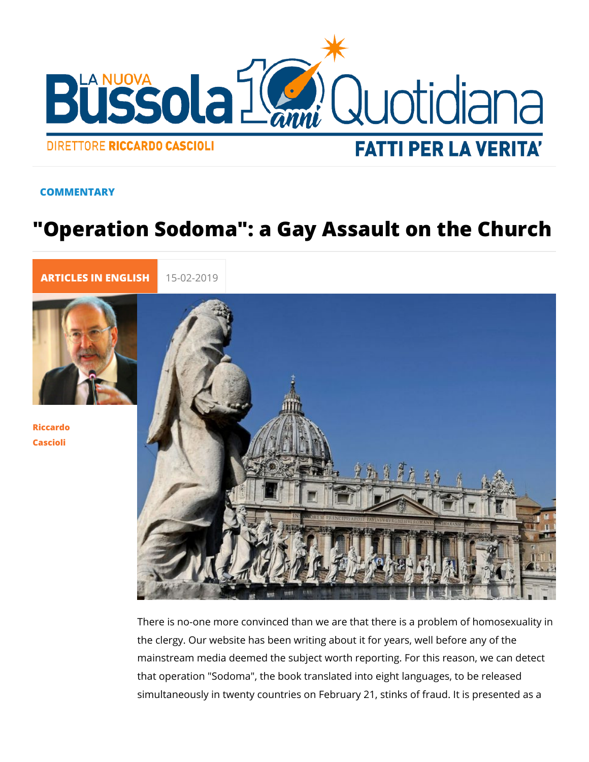COMMENTARY

# "Operation Sodoma": a Gay Assault on the Church

ARTICLES IN ENGLISH 15-02-2019

Riccardo Cascioli

There is no-one more convinced than we are that there is a problem of homosexuality in the clergy. Our website has been writing about it for years, well before any of the mainstream media deemed the subject worth reporting. For this reason, we can detect that operation "Sodoma", the book translated into eight languages, to be released simultaneously in twenty countries on February 21, stinks of fraud. It is presented as a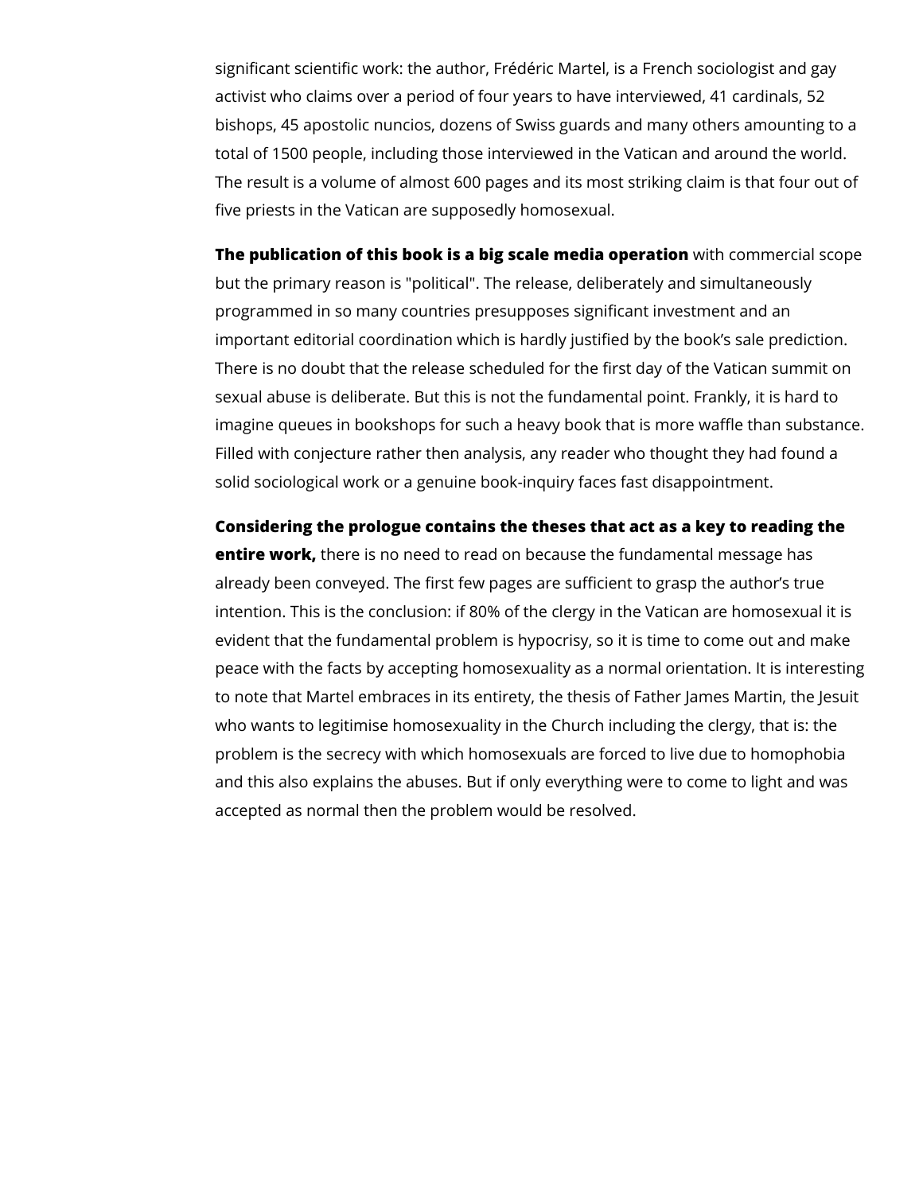significant scientific work: the author, Frédéric Martel, is a French sociologist and gay activist who claims over a period of four years to have interviewed, 41 cardinals, 52 bishops, 45 apostolic nuncios, dozens of Swiss guards and many others amounting to a total of 1500 people, including those interviewed in the Vatican and around the world. The result is a volume of almost 600 pages and its most striking claim is that four out of five priests in the Vatican are supposedly homosexual.

**The publication of this book is a big scale media operation** with commercial scope but the primary reason is "political". The release, deliberately and simultaneously programmed in so many countries presupposes significant investment and an important editorial coordination which is hardly justified by the book's sale prediction. There is no doubt that the release scheduled for the first day of the Vatican summit on sexual abuse is deliberate. But this is not the fundamental point. Frankly, it is hard to imagine queues in bookshops for such a heavy book that is more waffle than substance. Filled with conjecture rather then analysis, any reader who thought they had found a solid sociological work or a genuine book-inquiry faces fast disappointment.

**Considering the prologue contains the theses that act as a key to reading the entire work,** there is no need to read on because the fundamental message has already been conveyed. The first few pages are sufficient to grasp the author's true intention. This is the conclusion: if 80% of the clergy in the Vatican are homosexual it is evident that the fundamental problem is hypocrisy, so it is time to come out and make peace with the facts by accepting homosexuality as a normal orientation. It is interesting to note that Martel embraces in its entirety, the thesis of Father James Martin, the Jesuit who wants to legitimise homosexuality in the Church including the clergy, that is: the problem is the secrecy with which homosexuals are forced to live due to homophobia and this also explains the abuses. But if only everything were to come to light and was accepted as normal then the problem would be resolved.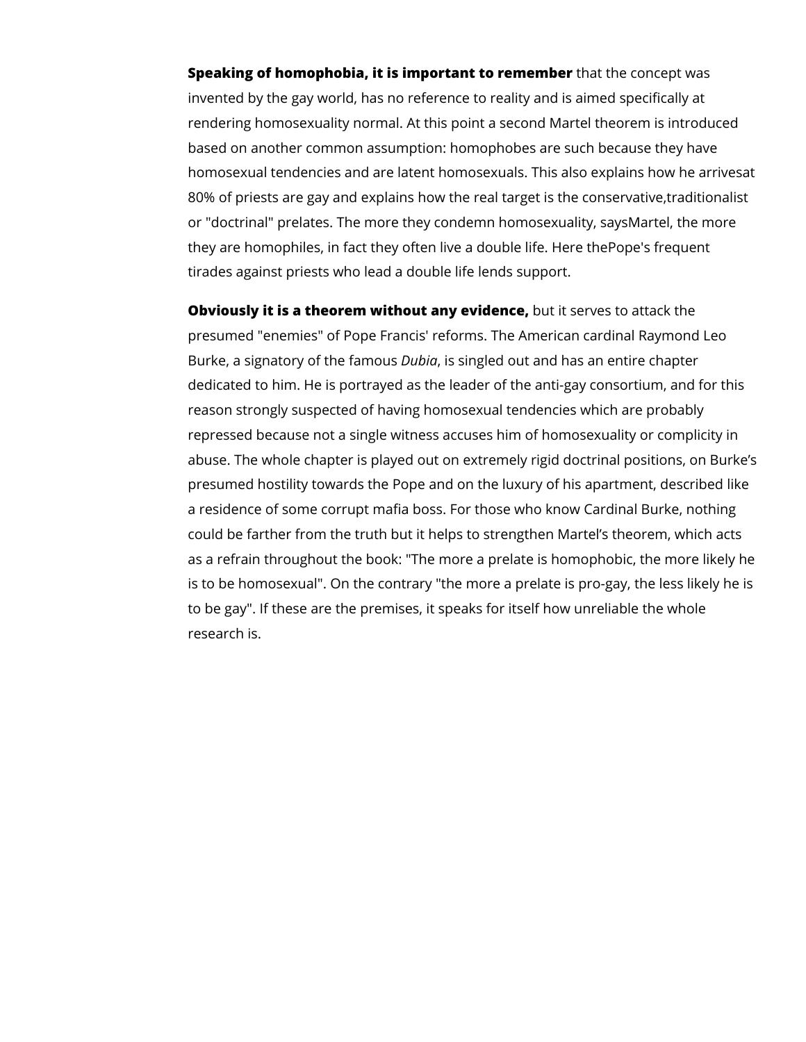**Speaking of homophobia, it is important to remember** that the concept was invented by the gay world, has no reference to reality and is aimed specifically at rendering homosexuality normal. At this point a second Martel theorem is introduced based on another common assumption: homophobes are such because they have homosexual tendencies and are latent homosexuals. This also explains how he arrivesat 80% of priests are gay and explains how the real target is the conservative,traditionalist or "doctrinal" prelates. The more they condemn homosexuality, saysMartel, the more they are homophiles, in fact they often live a double life. Here thePope's frequent tirades against priests who lead a double life lends support.

**Obviously it is a theorem without any evidence,** but it serves to attack the presumed "enemies" of Pope Francis' reforms. The American cardinal Raymond Leo Burke, a signatory of the famous *Dubia*, is singled out and has an entire chapter dedicated to him. He is portrayed as the leader of the anti-gay consortium, and for this reason strongly suspected of having homosexual tendencies which are probably repressed because not a single witness accuses him of homosexuality or complicity in abuse. The whole chapter is played out on extremely rigid doctrinal positions, on Burke's presumed hostility towards the Pope and on the luxury of his apartment, described like a residence of some corrupt mafia boss. For those who know Cardinal Burke, nothing could be farther from the truth but it helps to strengthen Martel's theorem, which acts as a refrain throughout the book: "The more a prelate is homophobic, the more likely he is to be homosexual". On the contrary "the more a prelate is pro-gay, the less likely he is to be gay". If these are the premises, it speaks for itself how unreliable the whole research is.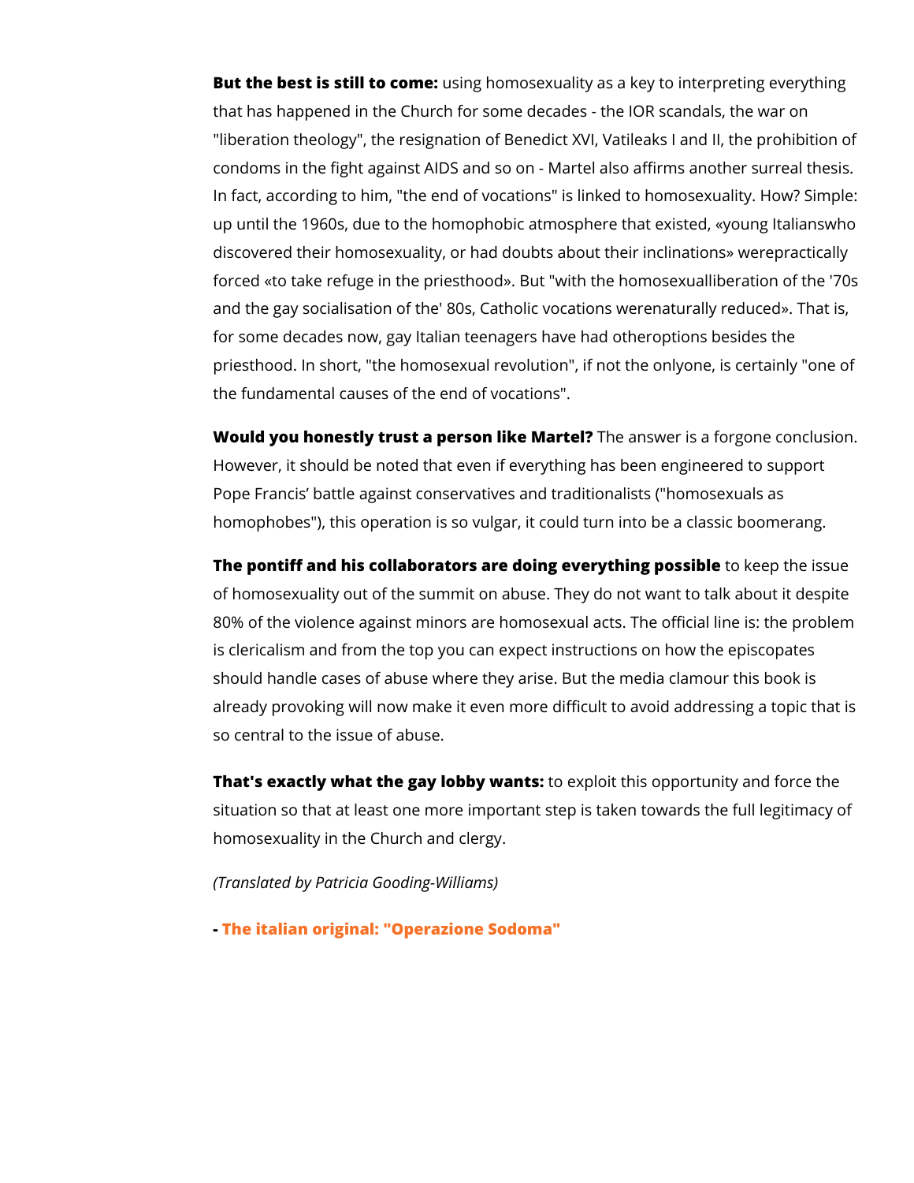**But the best is still to come:** using homosexuality as a key to interpreting everything that has happened in the Church for some decades - the IOR scandals, the war on "liberation theology", the resignation of Benedict XVI, Vatileaks I and II, the prohibition of condoms in the fight against AIDS and so on - Martel also affirms another surreal thesis. In fact, according to him, "the end of vocations" is linked to homosexuality. How? Simple: up until the 1960s, due to the homophobic atmosphere that existed, «young Italianswho discovered their homosexuality, or had doubts about their inclinations» werepractically forced «to take refuge in the priesthood». But "with the homosexualliberation of the '70s and the gay socialisation of the' 80s, Catholic vocations werenaturally reduced». That is, for some decades now, gay Italian teenagers have had otheroptions besides the priesthood. In short, "the homosexual revolution", if not the onlyone, is certainly "one of the fundamental causes of the end of vocations".

**Would you honestly trust a person like Martel?** The answer is a forgone conclusion. However, it should be noted that even if everything has been engineered to support Pope Francis' battle against conservatives and traditionalists ("homosexuals as homophobes"), this operation is so vulgar, it could turn into be a classic boomerang.

**The pontiff and his collaborators are doing everything possible** to keep the issue of homosexuality out of the summit on abuse. They do not want to talk about it despite 80% of the violence against minors are homosexual acts. The official line is: the problem is clericalism and from the top you can expect instructions on how the episcopates should handle cases of abuse where they arise. But the media clamour this book is already provoking will now make it even more difficult to avoid addressing a topic that is so central to the issue of abuse.

**That's exactly what the gay lobby wants:** to exploit this opportunity and force the situation so that at least one more important step is taken towards the full legitimacy of homosexuality in the Church and clergy.

*(Translated by Patricia Gooding-Williams)*

- **The italian original: "Operazione Sodoma"**